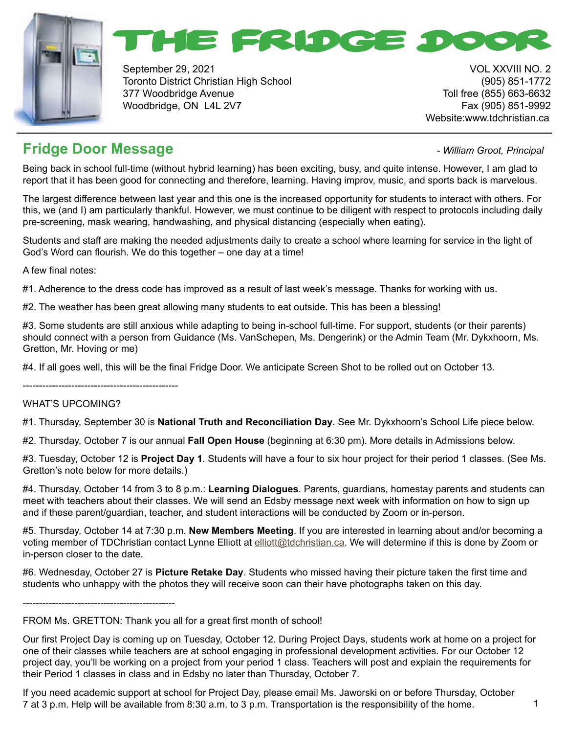# THE FRIDGE DOOR

September 29, 2021
Toronto District Christian High School
377 Woodbridge Avenue
Woodbridge, ON L4L 2V7

VOL XXVIII NO. 2
(905) 851-1772
Toll free (855) 663-6632
Fax (905) 851-9992
Website:www.tdchristian.ca

## Fridge Door Message

*- William Groot, Principal*

Being back in school full-time (without hybrid learning) has been exciting, busy, and quite intense. However, I am glad to report that it has been good for connecting and therefore, learning. Having improv, music, and sports back is marvelous.

The largest difference between last year and this one is the increased opportunity for students to interact with others. For this, we (and I) am particularly thankful. However, we must continue to be diligent with respect to protocols including daily pre-screening, mask wearing, handwashing, and physical distancing (especially when eating).

Students and staff are making the needed adjustments daily to create a school where learning for service in the light of God's Word can flourish. We do this together – one day at a time!

A few final notes:

#1. Adherence to the dress code has improved as a result of last week's message. Thanks for working with us.

#2. The weather has been great allowing many students to eat outside. This has been a blessing!

#3. Some students are still anxious while adapting to being in-school full-time. For support, students (or their parents) should connect with a person from Guidance (Ms. VanSchepen, Ms. Dengerink) or the Admin Team (Mr. Dykxhoorn, Ms. Gretton, Mr. Hoving or me)

#4. If all goes well, this will be the final Fridge Door. We anticipate Screen Shot to be rolled out on October 13.

------------------------------------------------

WHAT'S UPCOMING?

#1. Thursday, September 30 is **National Truth and Reconciliation Day**. See Mr. Dykxhoorn's School Life piece below.

#2. Thursday, October 7 is our annual **Fall Open House** (beginning at 6:30 pm). More details in Admissions below.

#3. Tuesday, October 12 is **Project Day 1**. Students will have a four to six hour project for their period 1 classes. (See Ms. Gretton's note below for more details.)

#4. Thursday, October 14 from 3 to 8 p.m.: **Learning Dialogues**. Parents, guardians, homestay parents and students can meet with teachers about their classes. We will send an Edsby message next week with information on how to sign up and if these parent/guardian, teacher, and student interactions will be conducted by Zoom or in-person.

#5. Thursday, October 14 at 7:30 p.m. **New Members Meeting**. If you are interested in learning about and/or becoming a voting member of TDChristian contact Lynne Elliott at elliott@tdchristian.ca. We will determine if this is done by Zoom or in-person closer to the date.

#6. Wednesday, October 27 is **Picture Retake Day**. Students who missed having their picture taken the first time and students who unhappy with the photos they will receive soon can their have photographs taken on this day.

------------------------------------------------

FROM Ms. GRETTON: Thank you all for a great first month of school!

Our first Project Day is coming up on Tuesday, October 12. During Project Days, students work at home on a project for one of their classes while teachers are at school engaging in professional development activities. For our October 12 project day, you'll be working on a project from your period 1 class. Teachers will post and explain the requirements for their Period 1 classes in class and in Edsby no later than Thursday, October 7.

If you need academic support at school for Project Day, please email Ms. Jaworski on or before Thursday, October 7 at 3 p.m. Help will be available from 8:30 a.m. to 3 p.m. Transportation is the responsibility of the home.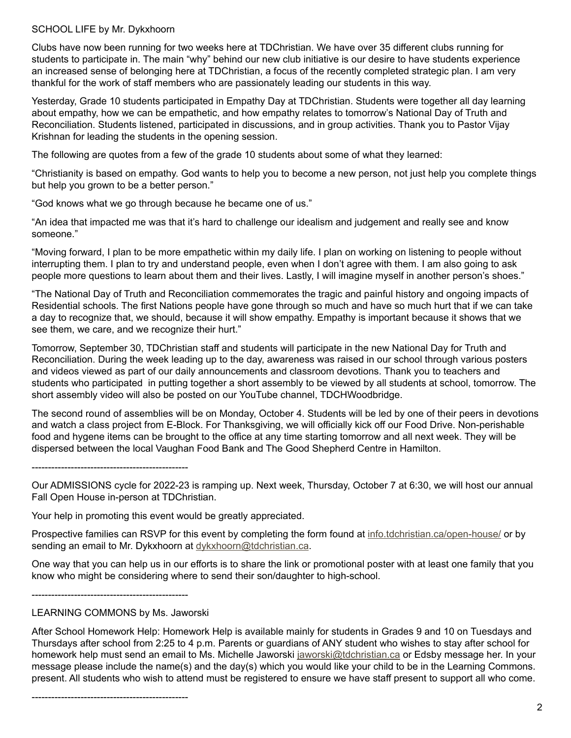SCHOOL LIFE by Mr. Dykxhoorn

Clubs have now been running for two weeks here at TDChristian. We have over 35 different clubs running for students to participate in. The main "why" behind our new club initiative is our desire to have students experience an increased sense of belonging here at TDChristian, a focus of the recently completed strategic plan. I am very thankful for the work of staff members who are passionately leading our students in this way.

Yesterday, Grade 10 students participated in Empathy Day at TDChristian. Students were together all day learning about empathy, how we can be empathetic, and how empathy relates to tomorrow's National Day of Truth and Reconciliation. Students listened, participated in discussions, and in group activities. Thank you to Pastor Vijay Krishnan for leading the students in the opening session.

The following are quotes from a few of the grade 10 students about some of what they learned:

"Christianity is based on empathy. God wants to help you to become a new person, not just help you complete things but help you grown to be a better person."

"God knows what we go through because he became one of us."

"An idea that impacted me was that it's hard to challenge our idealism and judgement and really see and know someone."

"Moving forward, I plan to be more empathetic within my daily life. I plan on working on listening to people without interrupting them. I plan to try and understand people, even when I don't agree with them. I am also going to ask people more questions to learn about them and their lives. Lastly, I will imagine myself in another person's shoes."

"The National Day of Truth and Reconciliation commemorates the tragic and painful history and ongoing impacts of Residential schools. The first Nations people have gone through so much and have so much hurt that if we can take a day to recognize that, we should, because it will show empathy. Empathy is important because it shows that we see them, we care, and we recognize their hurt."

Tomorrow, September 30, TDChristian staff and students will participate in the new National Day for Truth and Reconciliation. During the week leading up to the day, awareness was raised in our school through various posters and videos viewed as part of our daily announcements and classroom devotions. Thank you to teachers and students who participated in putting together a short assembly to be viewed by all students at school, tomorrow. The short assembly video will also be posted on our YouTube channel, TDCHWoodbridge.

The second round of assemblies will be on Monday, October 4. Students will be led by one of their peers in devotions and watch a class project from E-Block. For Thanksgiving, we will officially kick off our Food Drive. Non-perishable food and hygene items can be brought to the office at any time starting tomorrow and all next week. They will be dispersed between the local Vaughan Food Bank and The Good Shepherd Centre in Hamilton.

------------------------------------------------

Our ADMISSIONS cycle for 2022-23 is ramping up. Next week, Thursday, October 7 at 6:30, we will host our annual Fall Open House in-person at TDChristian.

Your help in promoting this event would be greatly appreciated.

Prospective families can RSVP for this event by completing the form found at [info.tdchristian.ca/open-house/](info.tdchristian.ca/open-house/) or by sending an email to Mr. Dykxhoorn at [dykxhoorn@tdchristian.ca](mailto:dykxhoorn@tdchristian.ca).

One way that you can help us in our efforts is to share the link or promotional poster with at least one family that you know who might be considering where to send their son/daughter to high-school.

------------------------------------------------

LEARNING COMMONS by Ms. Jaworski

After School Homework Help: Homework Help is available mainly for students in Grades 9 and 10 on Tuesdays and Thursdays after school from 2:25 to 4 p.m. Parents or guardians of ANY student who wishes to stay after school for homework help must send an email to Ms. Michelle Jaworski [jaworski@tdchristian.ca](mailto:jaworski@tdchristian.ca) or Edsby message her. In your message please include the name(s) and the day(s) which you would like your child to be in the Learning Commons. present. All students who wish to attend must be registered to ensure we have staff present to support all who come.

------------------------------------------------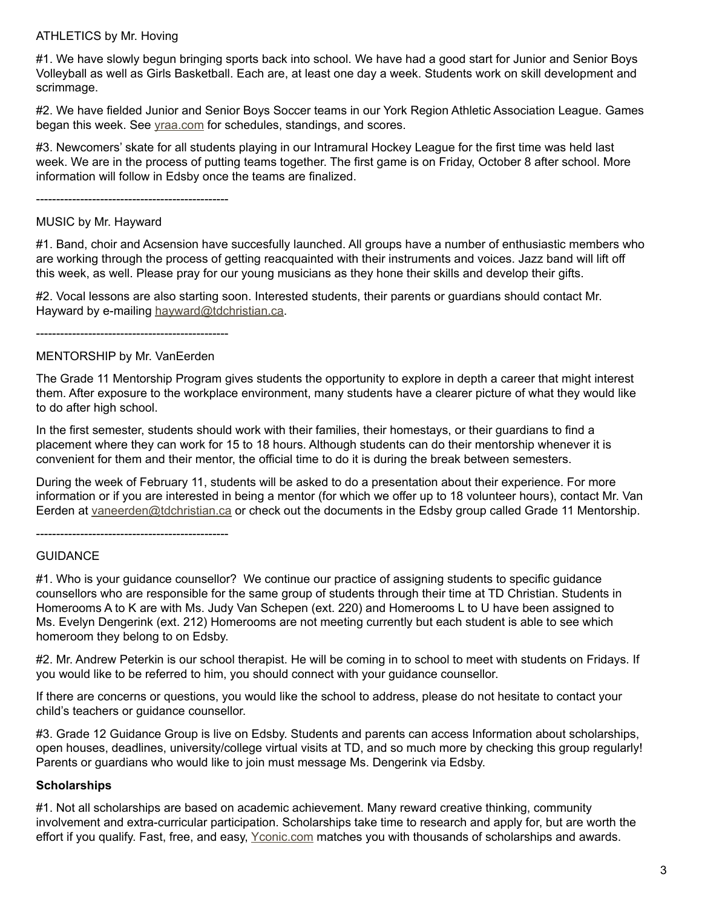ATHLETICS by Mr. Hoving

#1. We have slowly begun bringing sports back into school. We have had a good start for Junior and Senior Boys Volleyball as well as Girls Basketball. Each are, at least one day a week. Students work on skill development and scrimmage.

#2. We have fielded Junior and Senior Boys Soccer teams in our York Region Athletic Association League. Games began this week. See yraa.com for schedules, standings, and scores.

#3. Newcomers' skate for all students playing in our Intramural Hockey League for the first time was held last week. We are in the process of putting teams together. The first game is on Friday, October 8 after school. More information will follow in Edsby once the teams are finalized.

------------------------------------------------

MUSIC by Mr. Hayward

#1. Band, choir and Acsension have succesfully launched. All groups have a number of enthusiastic members who are working through the process of getting reacquainted with their instruments and voices. Jazz band will lift off this week, as well. Please pray for our young musicians as they hone their skills and develop their gifts.

#2. Vocal lessons are also starting soon. Interested students, their parents or guardians should contact Mr. Hayward by e-mailing hayward@tdchristian.ca.

------------------------------------------------

MENTORSHIP by Mr. VanEerden

The Grade 11 Mentorship Program gives students the opportunity to explore in depth a career that might interest them. After exposure to the workplace environment, many students have a clearer picture of what they would like to do after high school.

In the first semester, students should work with their families, their homestays, or their guardians to find a placement where they can work for 15 to 18 hours. Although students can do their mentorship whenever it is convenient for them and their mentor, the official time to do it is during the break between semesters.

During the week of February 11, students will be asked to do a presentation about their experience. For more information or if you are interested in being a mentor (for which we offer up to 18 volunteer hours), contact Mr. Van Eerden at vaneerden@tdchristian.ca or check out the documents in the Edsby group called Grade 11 Mentorship.

------------------------------------------------

GUIDANCE

#1. Who is your guidance counsellor? We continue our practice of assigning students to specific guidance counsellors who are responsible for the same group of students through their time at TD Christian. Students in Homerooms A to K are with Ms. Judy Van Schepen (ext. 220) and Homerooms L to U have been assigned to Ms. Evelyn Dengerink (ext. 212) Homerooms are not meeting currently but each student is able to see which homeroom they belong to on Edsby.

#2. Mr. Andrew Peterkin is our school therapist. He will be coming in to school to meet with students on Fridays. If you would like to be referred to him, you should connect with your guidance counsellor.

If there are concerns or questions, you would like the school to address, please do not hesitate to contact your child's teachers or guidance counsellor.

#3. Grade 12 Guidance Group is live on Edsby. Students and parents can access Information about scholarships, open houses, deadlines, university/college virtual visits at TD, and so much more by checking this group regularly! Parents or guardians who would like to join must message Ms. Dengerink via Edsby.

**Scholarships**

#1. Not all scholarships are based on academic achievement. Many reward creative thinking, community involvement and extra-curricular participation. Scholarships take time to research and apply for, but are worth the effort if you qualify. Fast, free, and easy, Yconic.com matches you with thousands of scholarships and awards.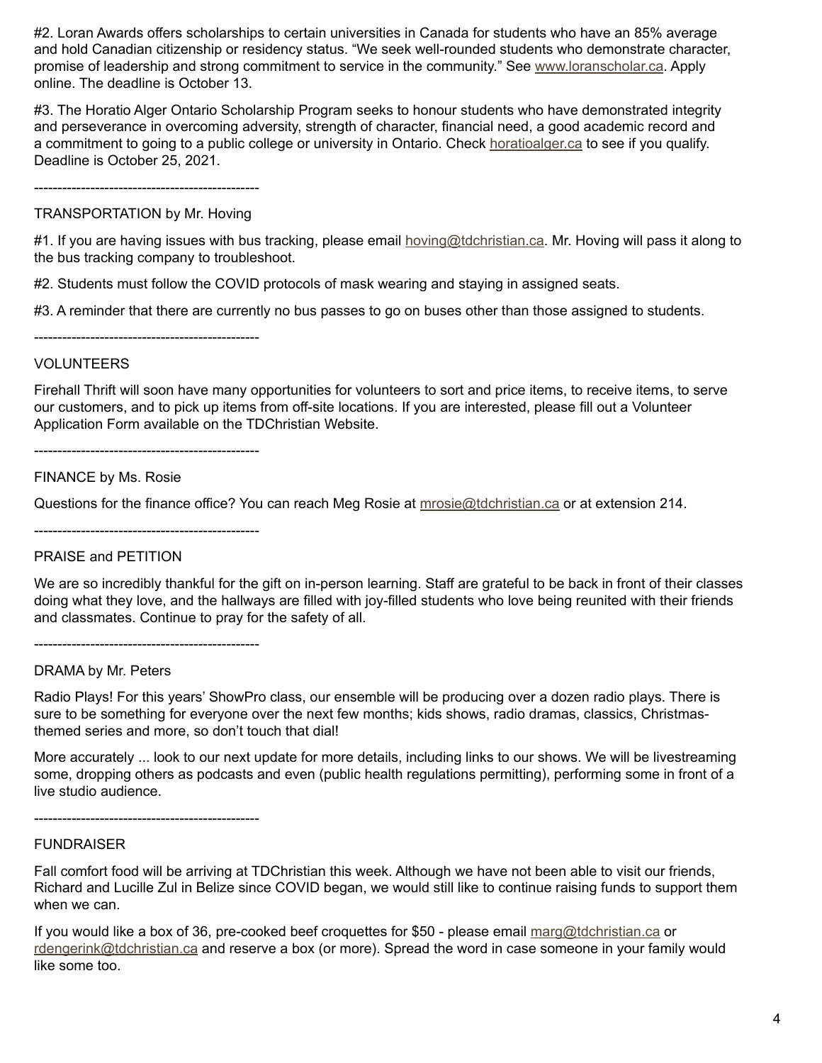#2. Loran Awards offers scholarships to certain universities in Canada for students who have an 85% average and hold Canadian citizenship or residency status. "We seek well-rounded students who demonstrate character, promise of leadership and strong commitment to service in the community." See [www.loranscholar.ca](www.loranscholar.ca). Apply online. The deadline is October 13.

#3. The Horatio Alger Ontario Scholarship Program seeks to honour students who have demonstrated integrity and perseverance in overcoming adversity, strength of character, financial need, a good academic record and a commitment to going to a public college or university in Ontario. Check [horatioalger.ca](horatioalger.ca) to see if you qualify. Deadline is October 25, 2021.

------------------------------------------------

TRANSPORTATION by Mr. Hoving

#1. If you are having issues with bus tracking, please email [hoving@tdchristian.ca](mailto:hoving@tdchristian.ca). Mr. Hoving will pass it along to the bus tracking company to troubleshoot.

#2. Students must follow the COVID protocols of mask wearing and staying in assigned seats.

#3. A reminder that there are currently no bus passes to go on buses other than those assigned to students.

------------------------------------------------

VOLUNTEERS

Firehall Thrift will soon have many opportunities for volunteers to sort and price items, to receive items, to serve our customers, and to pick up items from off-site locations. If you are interested, please fill out a Volunteer Application Form available on the TDChristian Website.

------------------------------------------------

FINANCE by Ms. Rosie

Questions for the finance office? You can reach Meg Rosie at [mrosie@tdchristian.ca](mailto:mrosie@tdchristian.ca) or at extension 214.

------------------------------------------------

PRAISE and PETITION

We are so incredibly thankful for the gift on in-person learning. Staff are grateful to be back in front of their classes doing what they love, and the hallways are filled with joy-filled students who love being reunited with their friends and classmates. Continue to pray for the safety of all.

------------------------------------------------

DRAMA by Mr. Peters

Radio Plays! For this years' ShowPro class, our ensemble will be producing over a dozen radio plays. There is sure to be something for everyone over the next few months; kids shows, radio dramas, classics, Christmas-themed series and more, so don't touch that dial!

More accurately ... look to our next update for more details, including links to our shows. We will be livestreaming some, dropping others as podcasts and even (public health regulations permitting), performing some in front of a live studio audience.

------------------------------------------------

FUNDRAISER

Fall comfort food will be arriving at TDChristian this week. Although we have not been able to visit our friends, Richard and Lucille Zul in Belize since COVID began, we would still like to continue raising funds to support them when we can.

If you would like a box of 36, pre-cooked beef croquettes for $50 - please email [marg@tdchristian.ca](mailto:marg@tdchristian.ca) or [rdengerink@tdchristian.ca](mailto:rdengerink@tdchristian.ca) and reserve a box (or more). Spread the word in case someone in your family would like some too.